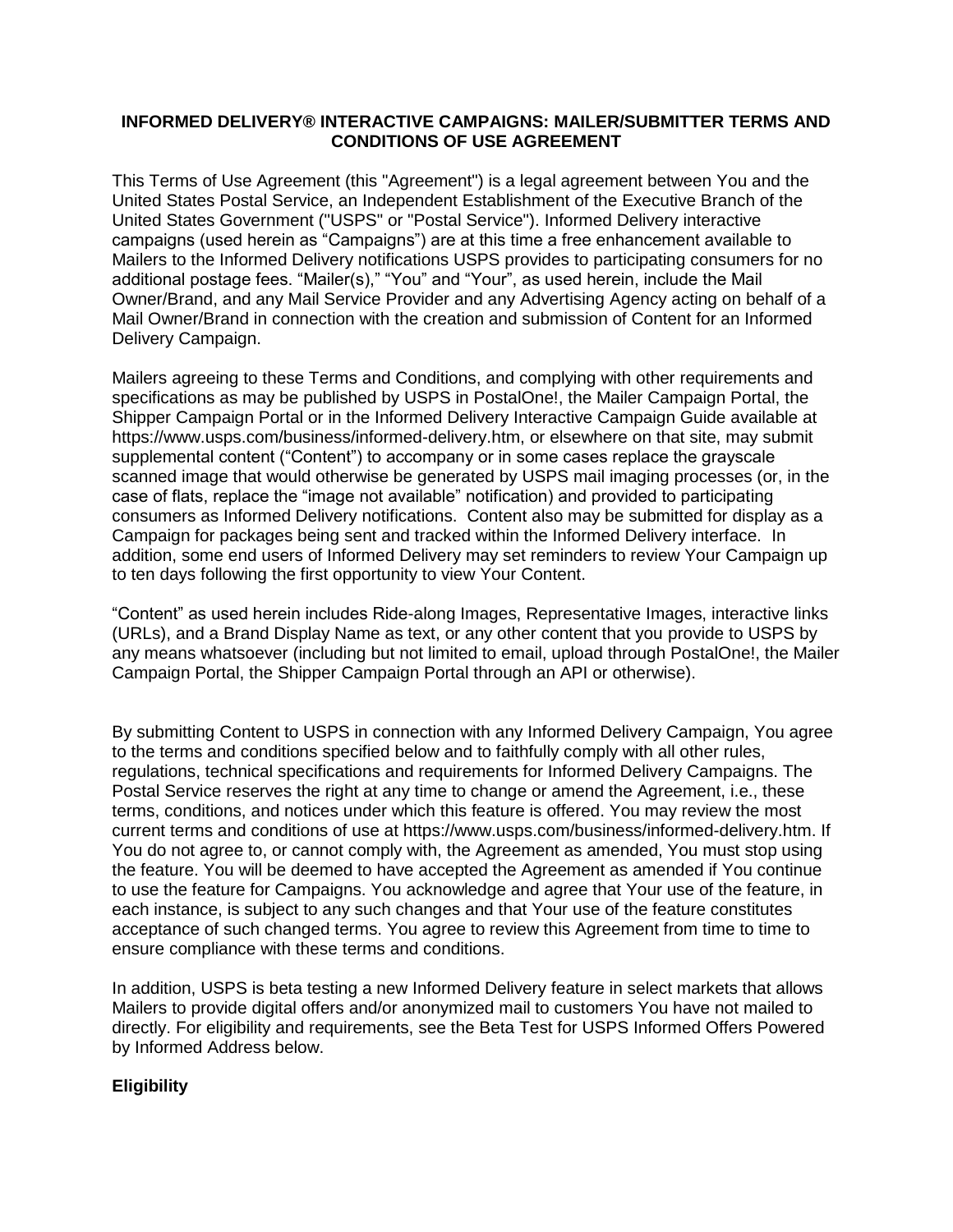# INFORMED DELIVERY® INTERACTIVE CAMPAIGNS: MAILER/SUBMITTER TERMS AND CONDITIONS OF USE AGREEMENT

This Terms of Use Agreement (this "Agreement") is a legal agreement between You and the United States Postal Service, an Independent Establishment of the Executive Branch of the United States Government ("USPS" or "Postal Service"). Informed Delivery interactive campaigns (used herein as "Campaigns") are at this time a free enhancement available to Mailers to the Informed Delivery notifications USPS provides to participating consumers for no additional postage fees. "Mailer(s)," "You" and "Your", as used herein, include the Mail Owner/Brand, and any Mail Service Provider and any Advertising Agency acting on behalf of a Mail Owner/Brand in connection with the creation and submission of Content for an Informed Delivery Campaign.

Mailers agreeing to these Terms and Conditions, and complying with other requirements and specifications as may be published by USPS in PostalOne!, the Mailer Campaign Portal, the Shipper Campaign Portal or in the Informed Delivery Interactive Campaign Guide available at https://www.usps.com/business/informed-delivery.htm, or elsewhere on that site, may submit supplemental content ("Content") to accompany or in some cases replace the grayscale scanned image that would otherwise be generated by USPS mail imaging processes (or, in the case of flats, replace the "image not available" notification) and provided to participating consumers as Informed Delivery notifications. Content also may be submitted for display as a Campaign for packages being sent and tracked within the Informed Delivery interface. In addition, some end users of Informed Delivery may set reminders to review Your Campaign up to ten days following the first opportunity to view Your Content.

"Content" as used herein includes Ride-along Images, Representative Images, interactive links (URLs), and a Brand Display Name as text, or any other content that you provide to USPS by any means whatsoever (including but not limited to email, upload through PostalOne!, the Mailer Campaign Portal, the Shipper Campaign Portal through an API or otherwise).

By submitting Content to USPS in connection with any Informed Delivery Campaign, You agree to the terms and conditions specified below and to faithfully comply with all other rules, regulations, technical specifications and requirements for Informed Delivery Campaigns. The Postal Service reserves the right at any time to change or amend the Agreement, i.e., these terms, conditions, and notices under which this feature is offered. You may review the most current terms and conditions of use at https://www.usps.com/business/informed-delivery.htm. If You do not agree to, or cannot comply with, the Agreement as amended, You must stop using the feature. You will be deemed to have accepted the Agreement as amended if You continue to use the feature for Campaigns. You acknowledge and agree that Your use of the feature, in each instance, is subject to any such changes and that Your use of the feature constitutes acceptance of such changed terms. You agree to review this Agreement from time to time to ensure compliance with these terms and conditions.

In addition, USPS is beta testing a new Informed Delivery feature in select markets that allows Mailers to provide digital offers and/or anonymized mail to customers You have not mailed to directly. For eligibility and requirements, see the Beta Test for USPS Informed Offers Powered by Informed Address below.

**Eligibility**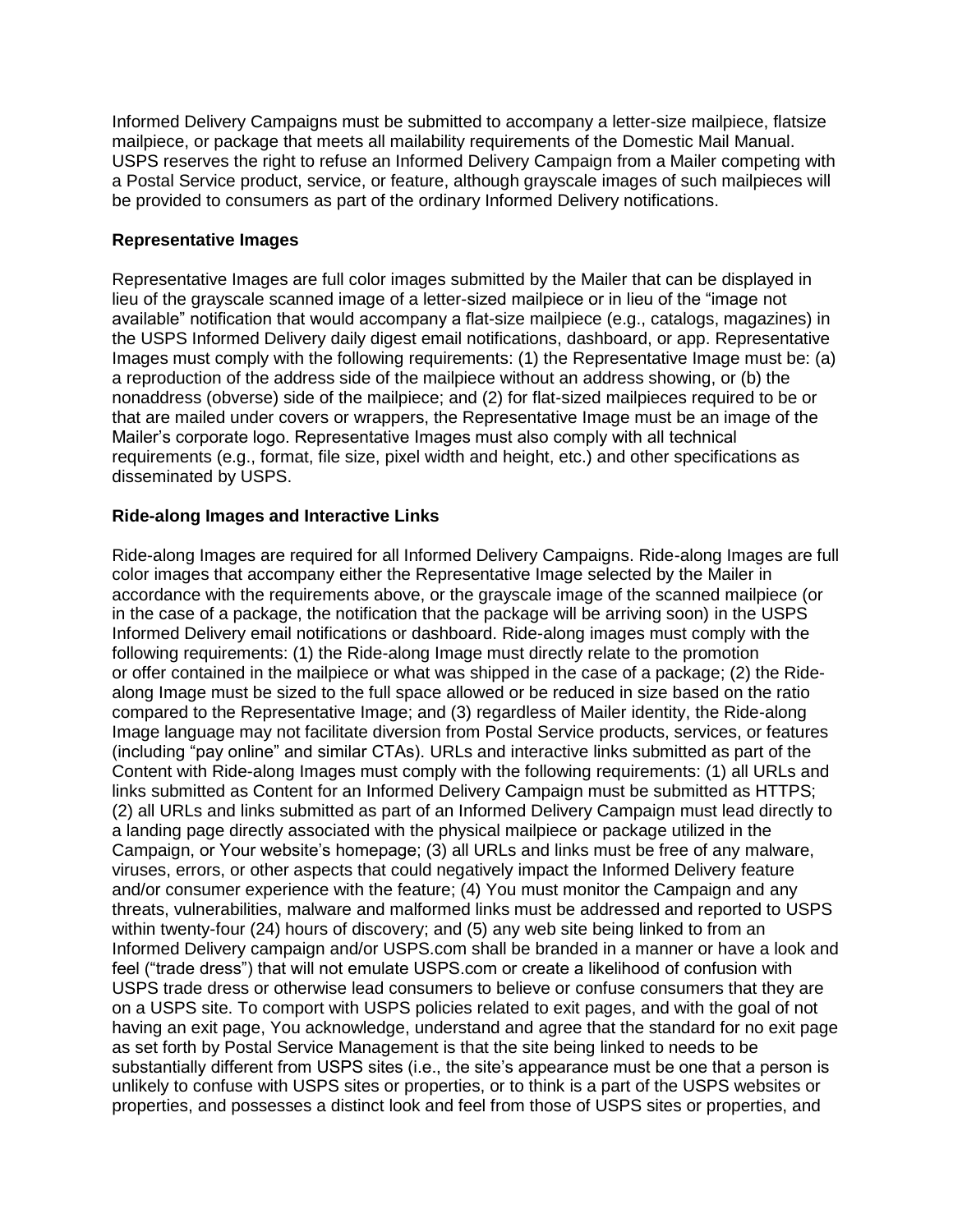Informed Delivery Campaigns must be submitted to accompany a letter-size mailpiece, flatsize mailpiece, or package that meets all mailability requirements of the Domestic Mail Manual. USPS reserves the right to refuse an Informed Delivery Campaign from a Mailer competing with a Postal Service product, service, or feature, although grayscale images of such mailpieces will be provided to consumers as part of the ordinary Informed Delivery notifications.

**Representative Images**

Representative Images are full color images submitted by the Mailer that can be displayed in lieu of the grayscale scanned image of a letter-sized mailpiece or in lieu of the "image not available" notification that would accompany a flat-size mailpiece (e.g., catalogs, magazines) in the USPS Informed Delivery daily digest email notifications, dashboard, or app. Representative Images must comply with the following requirements: (1) the Representative Image must be: (a) a reproduction of the address side of the mailpiece without an address showing, or (b) the nonaddress (obverse) side of the mailpiece; and (2) for flat-sized mailpieces required to be or that are mailed under covers or wrappers, the Representative Image must be an image of the Mailer's corporate logo. Representative Images must also comply with all technical requirements (e.g., format, file size, pixel width and height, etc.) and other specifications as disseminated by USPS.

**Ride-along Images and Interactive Links**

Ride-along Images are required for all Informed Delivery Campaigns. Ride-along Images are full color images that accompany either the Representative Image selected by the Mailer in accordance with the requirements above, or the grayscale image of the scanned mailpiece (or in the case of a package, the notification that the package will be arriving soon) in the USPS Informed Delivery email notifications or dashboard. Ride-along images must comply with the following requirements: (1) the Ride-along Image must directly relate to the promotion or offer contained in the mailpiece or what was shipped in the case of a package; (2) the Ride-along Image must be sized to the full space allowed or be reduced in size based on the ratio compared to the Representative Image; and (3) regardless of Mailer identity, the Ride-along Image language may not facilitate diversion from Postal Service products, services, or features (including "pay online" and similar CTAs). URLs and interactive links submitted as part of the Content with Ride-along Images must comply with the following requirements: (1) all URLs and links submitted as Content for an Informed Delivery Campaign must be submitted as HTTPS; (2) all URLs and links submitted as part of an Informed Delivery Campaign must lead directly to a landing page directly associated with the physical mailpiece or package utilized in the Campaign, or Your website's homepage; (3) all URLs and links must be free of any malware, viruses, errors, or other aspects that could negatively impact the Informed Delivery feature and/or consumer experience with the feature; (4) You must monitor the Campaign and any threats, vulnerabilities, malware and malformed links must be addressed and reported to USPS within twenty-four (24) hours of discovery; and (5) any web site being linked to from an Informed Delivery campaign and/or USPS.com shall be branded in a manner or have a look and feel ("trade dress") that will not emulate USPS.com or create a likelihood of confusion with USPS trade dress or otherwise lead consumers to believe or confuse consumers that they are on a USPS site. To comport with USPS policies related to exit pages, and with the goal of not having an exit page, You acknowledge, understand and agree that the standard for no exit page as set forth by Postal Service Management is that the site being linked to needs to be substantially different from USPS sites (i.e., the site's appearance must be one that a person is unlikely to confuse with USPS sites or properties, or to think is a part of the USPS websites or properties, and possesses a distinct look and feel from those of USPS sites or properties, and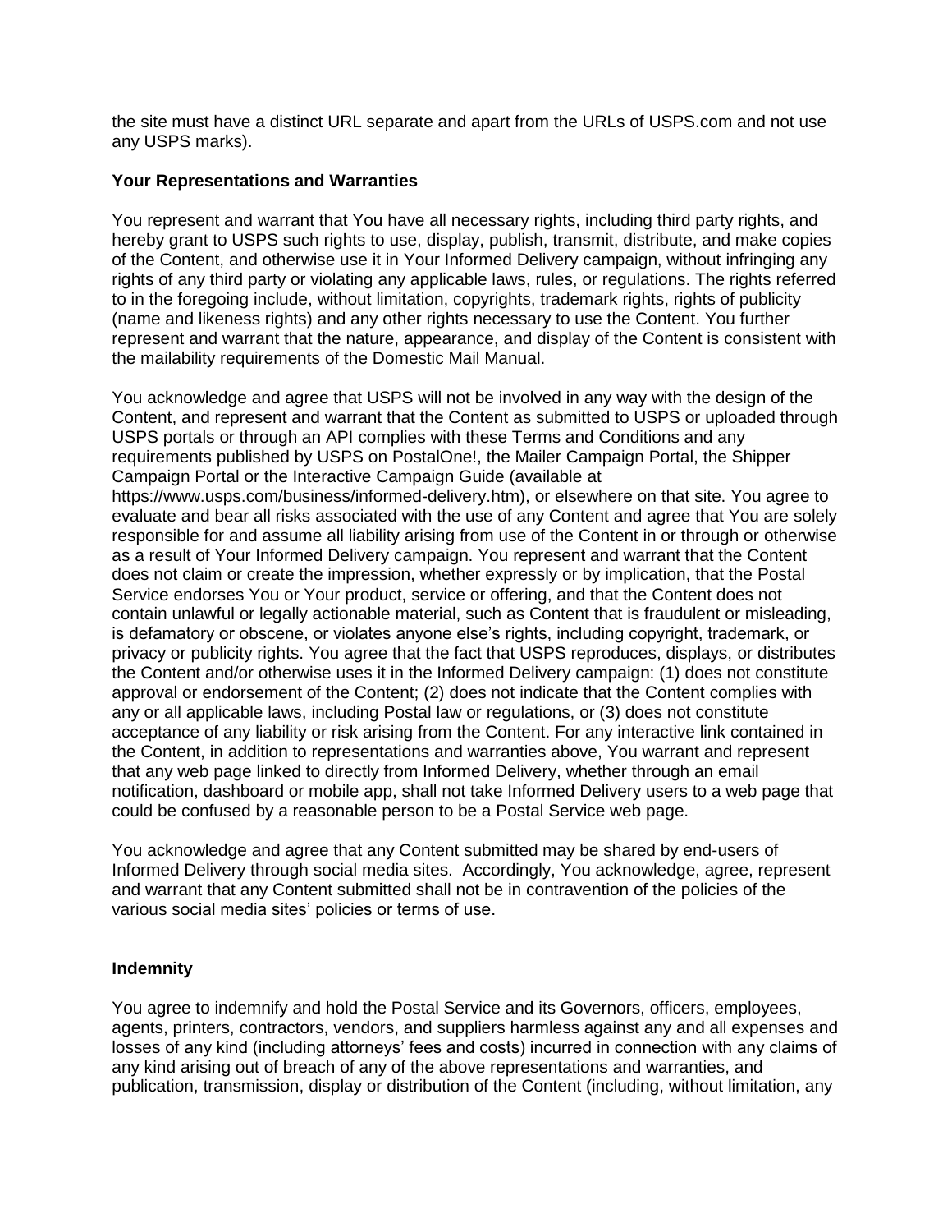the site must have a distinct URL separate and apart from the URLs of USPS.com and not use any USPS marks).

**Your Representations and Warranties**

You represent and warrant that You have all necessary rights, including third party rights, and hereby grant to USPS such rights to use, display, publish, transmit, distribute, and make copies of the Content, and otherwise use it in Your Informed Delivery campaign, without infringing any rights of any third party or violating any applicable laws, rules, or regulations. The rights referred to in the foregoing include, without limitation, copyrights, trademark rights, rights of publicity (name and likeness rights) and any other rights necessary to use the Content. You further represent and warrant that the nature, appearance, and display of the Content is consistent with the mailability requirements of the Domestic Mail Manual.

You acknowledge and agree that USPS will not be involved in any way with the design of the Content, and represent and warrant that the Content as submitted to USPS or uploaded through USPS portals or through an API complies with these Terms and Conditions and any requirements published by USPS on PostalOne!, the Mailer Campaign Portal, the Shipper Campaign Portal or the Interactive Campaign Guide (available at https://www.usps.com/business/informed-delivery.htm), or elsewhere on that site. You agree to evaluate and bear all risks associated with the use of any Content and agree that You are solely responsible for and assume all liability arising from use of the Content in or through or otherwise as a result of Your Informed Delivery campaign. You represent and warrant that the Content does not claim or create the impression, whether expressly or by implication, that the Postal Service endorses You or Your product, service or offering, and that the Content does not contain unlawful or legally actionable material, such as Content that is fraudulent or misleading, is defamatory or obscene, or violates anyone else's rights, including copyright, trademark, or privacy or publicity rights. You agree that the fact that USPS reproduces, displays, or distributes the Content and/or otherwise uses it in the Informed Delivery campaign: (1) does not constitute approval or endorsement of the Content; (2) does not indicate that the Content complies with any or all applicable laws, including Postal law or regulations, or (3) does not constitute acceptance of any liability or risk arising from the Content. For any interactive link contained in the Content, in addition to representations and warranties above, You warrant and represent that any web page linked to directly from Informed Delivery, whether through an email notification, dashboard or mobile app, shall not take Informed Delivery users to a web page that could be confused by a reasonable person to be a Postal Service web page.

You acknowledge and agree that any Content submitted may be shared by end-users of Informed Delivery through social media sites. Accordingly, You acknowledge, agree, represent and warrant that any Content submitted shall not be in contravention of the policies of the various social media sites' policies or terms of use.

**Indemnity**

You agree to indemnify and hold the Postal Service and its Governors, officers, employees, agents, printers, contractors, vendors, and suppliers harmless against any and all expenses and losses of any kind (including attorneys' fees and costs) incurred in connection with any claims of any kind arising out of breach of any of the above representations and warranties, and publication, transmission, display or distribution of the Content (including, without limitation, any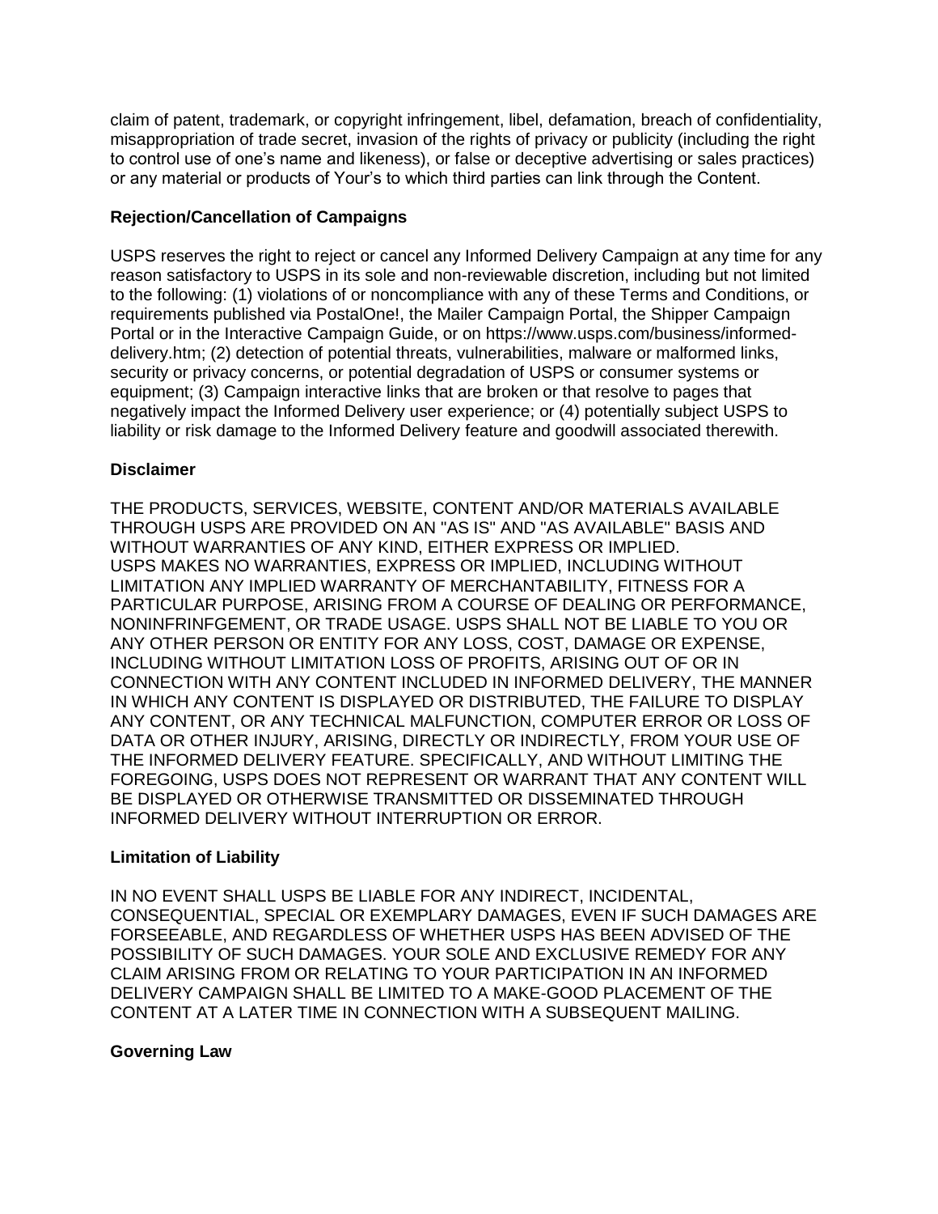claim of patent, trademark, or copyright infringement, libel, defamation, breach of confidentiality, misappropriation of trade secret, invasion of the rights of privacy or publicity (including the right to control use of one's name and likeness), or false or deceptive advertising or sales practices) or any material or products of Your's to which third parties can link through the Content.

**Rejection/Cancellation of Campaigns**

USPS reserves the right to reject or cancel any Informed Delivery Campaign at any time for any reason satisfactory to USPS in its sole and non-reviewable discretion, including but not limited to the following: (1) violations of or noncompliance with any of these Terms and Conditions, or requirements published via PostalOne!, the Mailer Campaign Portal, the Shipper Campaign Portal or in the Interactive Campaign Guide, or on https://www.usps.com/business/informed-delivery.htm; (2) detection of potential threats, vulnerabilities, malware or malformed links, security or privacy concerns, or potential degradation of USPS or consumer systems or equipment; (3) Campaign interactive links that are broken or that resolve to pages that negatively impact the Informed Delivery user experience; or (4) potentially subject USPS to liability or risk damage to the Informed Delivery feature and goodwill associated therewith.

**Disclaimer**

THE PRODUCTS, SERVICES, WEBSITE, CONTENT AND/OR MATERIALS AVAILABLE THROUGH USPS ARE PROVIDED ON AN "AS IS" AND "AS AVAILABLE" BASIS AND WITHOUT WARRANTIES OF ANY KIND, EITHER EXPRESS OR IMPLIED. USPS MAKES NO WARRANTIES, EXPRESS OR IMPLIED, INCLUDING WITHOUT LIMITATION ANY IMPLIED WARRANTY OF MERCHANTABILITY, FITNESS FOR A PARTICULAR PURPOSE, ARISING FROM A COURSE OF DEALING OR PERFORMANCE, NONINFRINFGEMENT, OR TRADE USAGE. USPS SHALL NOT BE LIABLE TO YOU OR ANY OTHER PERSON OR ENTITY FOR ANY LOSS, COST, DAMAGE OR EXPENSE, INCLUDING WITHOUT LIMITATION LOSS OF PROFITS, ARISING OUT OF OR IN CONNECTION WITH ANY CONTENT INCLUDED IN INFORMED DELIVERY, THE MANNER IN WHICH ANY CONTENT IS DISPLAYED OR DISTRIBUTED, THE FAILURE TO DISPLAY ANY CONTENT, OR ANY TECHNICAL MALFUNCTION, COMPUTER ERROR OR LOSS OF DATA OR OTHER INJURY, ARISING, DIRECTLY OR INDIRECTLY, FROM YOUR USE OF THE INFORMED DELIVERY FEATURE. SPECIFICALLY, AND WITHOUT LIMITING THE FOREGOING, USPS DOES NOT REPRESENT OR WARRANT THAT ANY CONTENT WILL BE DISPLAYED OR OTHERWISE TRANSMITTED OR DISSEMINATED THROUGH INFORMED DELIVERY WITHOUT INTERRUPTION OR ERROR.

**Limitation of Liability**

IN NO EVENT SHALL USPS BE LIABLE FOR ANY INDIRECT, INCIDENTAL, CONSEQUENTIAL, SPECIAL OR EXEMPLARY DAMAGES, EVEN IF SUCH DAMAGES ARE FORSEEABLE, AND REGARDLESS OF WHETHER USPS HAS BEEN ADVISED OF THE POSSIBILITY OF SUCH DAMAGES. YOUR SOLE AND EXCLUSIVE REMEDY FOR ANY CLAIM ARISING FROM OR RELATING TO YOUR PARTICIPATION IN AN INFORMED DELIVERY CAMPAIGN SHALL BE LIMITED TO A MAKE-GOOD PLACEMENT OF THE CONTENT AT A LATER TIME IN CONNECTION WITH A SUBSEQUENT MAILING.

**Governing Law**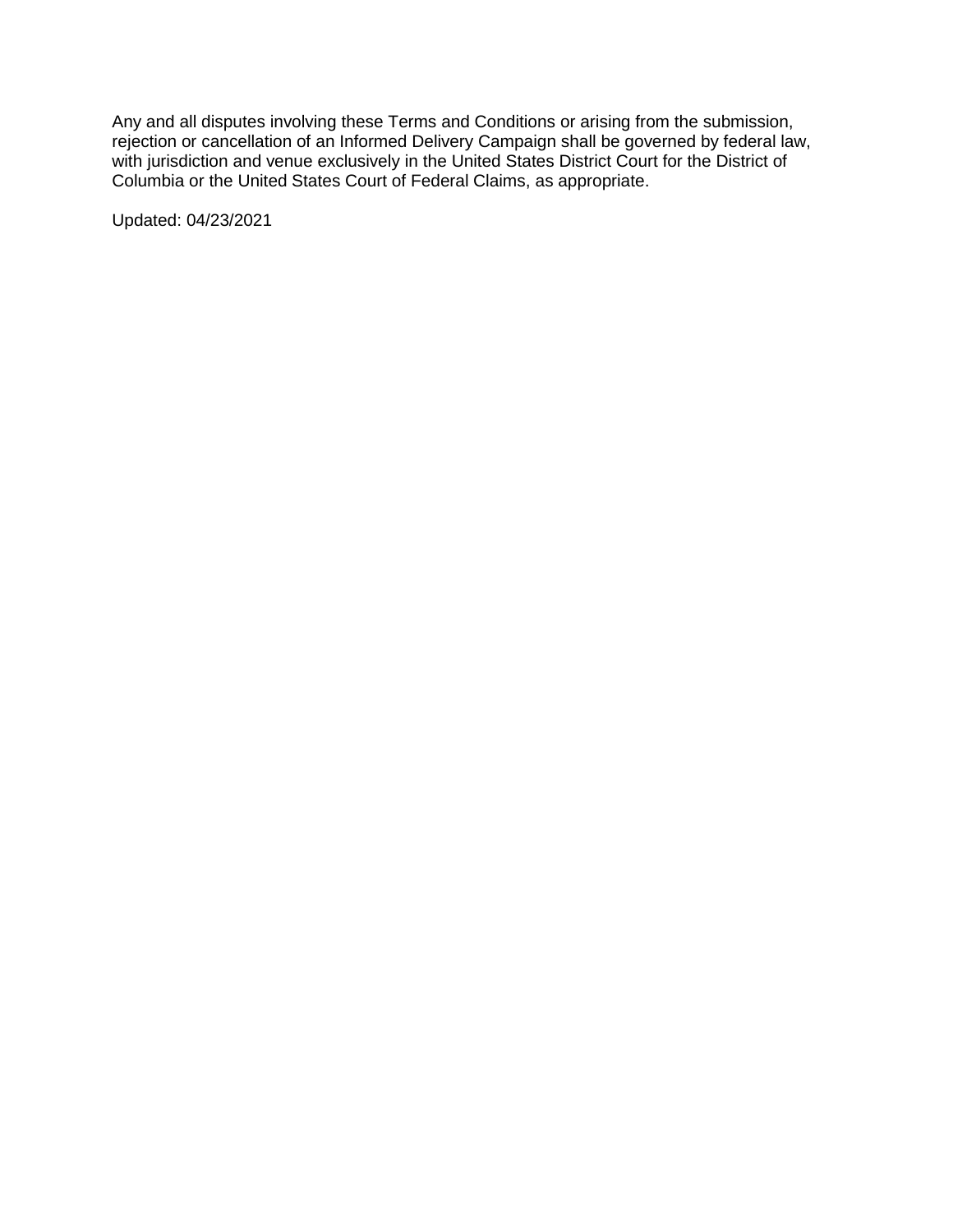Any and all disputes involving these Terms and Conditions or arising from the submission, rejection or cancellation of an Informed Delivery Campaign shall be governed by federal law, with jurisdiction and venue exclusively in the United States District Court for the District of Columbia or the United States Court of Federal Claims, as appropriate.

Updated: 04/23/2021